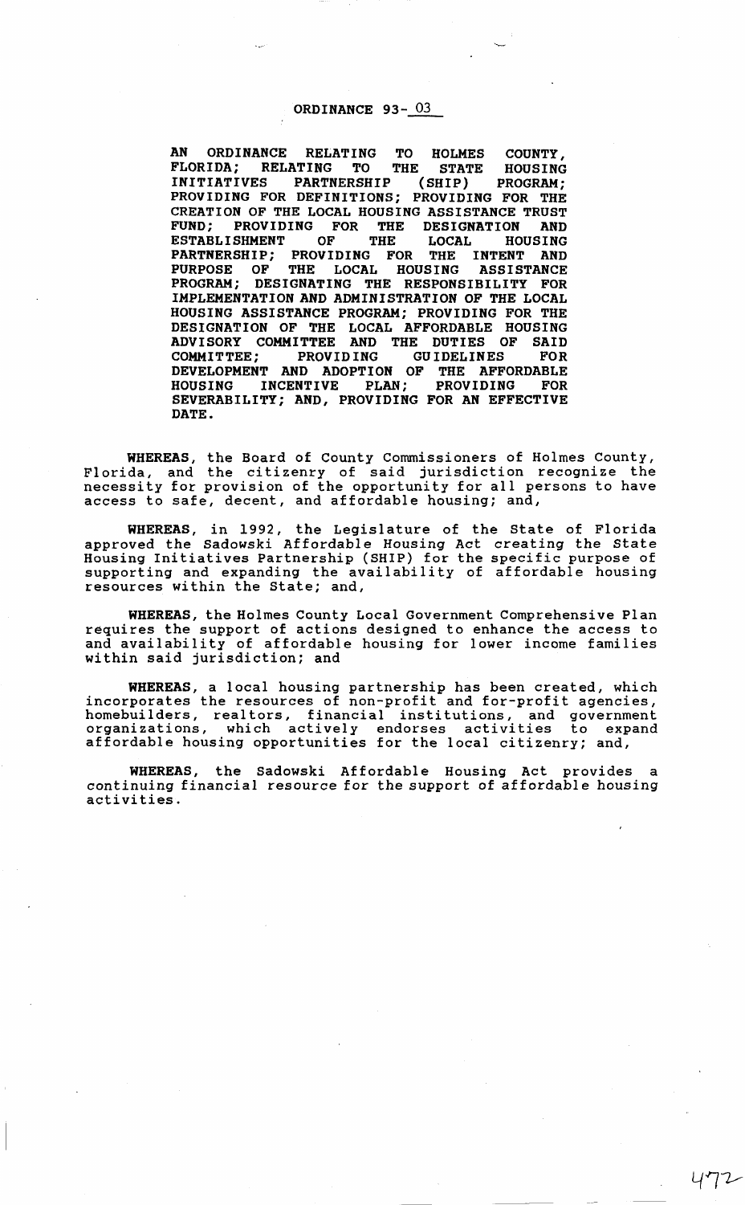# ORDINANCE 93-03

**AN ORDINANCE RELATING TO HOLMES COUNTY, FLORIDA; RELATING TO THE STATE HOUSING INITIATIVES PARTNERSHIP (SHIP) PROGRAM; PROVIDING FOR DEFINITIONS; PROVIDING FOR THE CREATION OF THE LOCAL HOUSING ASSISTANCE TRUST FUND; PROVIDING FOR THE DESIGNATION AND ESTABLISHMENT OF THE LOCAL HOUSING PARTNERSHIP; PROVIDING FOR THE INTENT AND PURPOSE OF THE LOCAL HOUSING ASSISTANCE PROGRAM; DESIGNATING THE RESPONSIBILITY FOR IMPLEMENTATION AND ADMINISTRATION OF THE LOCAL HOUSING ASSISTANCE PROGRAM; PROVIDING FOR THE DESIGNATION OF THE LOCAL AFFORDABLE HOUSING ADVISORY COMMITTEE AND THE DUTIES OF SAID COMMITTEE; PROVIDING GUIDELINES FOR DEVELOPMENT AND ADOPTION OF THE AFFORDABLE HOUSING INCENTIVE PLAN; PROVIDING FOR SEVERABILITY; AND, PROVIDING FOR AN EFFECTIVE DATE.**

**WHEREAS**, the Board of County Commissioners of Holmes County, Florida, and the citizenry of said jurisdiction recognize the necessity for provision of the opportunity for all persons to have access to safe, decent, and affordable housing; and,

**WHEREAS**, in 1992, the Legislature of the State of Florida approved the Sadowski Affordable Housing Act creating the State Housing Initiatives Partnership (SHIP) for the specific purpose of supporting and expanding the availability of affordable housing resources within the State; and,

**WHEREAS**, the Holmes County Local Government Comprehensive Plan requires the support of actions designed to enhance the access to and availability of affordable housing for lower income families within said jurisdiction; and

**WHEREAS**, a local housing partnership has been created, which incorporates the resources of non-profit and for-profit agencies, homebuilders, realtors, financial institutions, and government organizations, which actively endorses activities to expand affordable housing opportunities for the local citizenry; and,

**WHEREAS**, the Sadowski Affordable Housing Act provides a continuing financial resource for the support of affordable housing activities.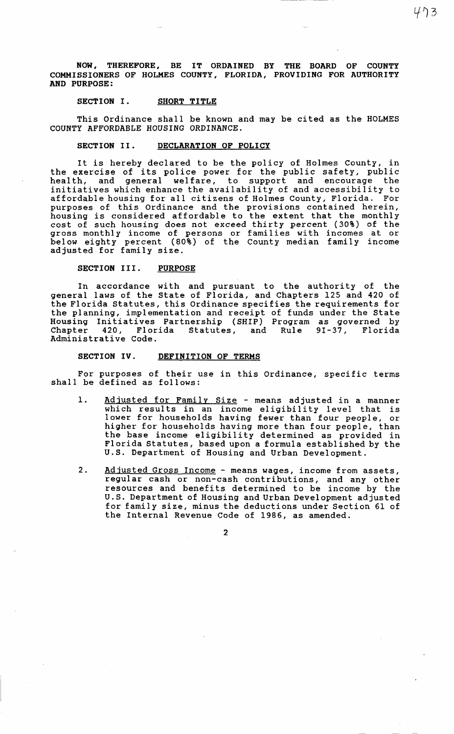**NOW, THEREFORE, BE IT ORDAINED BY THE BOARD OF COUNTY COMMISSIONERS OF HOLMES COUNTY, FLORIDA, PROVIDING FOR AUTHORITY AND PURPOSE:**

## SECTION I. SHORT TITLE

This Ordinance shall be known and may be cited as the HOLMES COUNTY AFFORDABLE HOUSING ORDINANCE.

## SECTION II. DECLARATION OF POLICY

It is hereby declared to be the policy of Holmes County, in the exercise of its police power for the public safety, public health, and general welfare, to support and encourage the initiatives which enhance the availability of and accessibility to affordable housing for all citizens of Holmes County, Florida. For purposes of this Ordinance and the provisions contained herein, housing is considered affordable to the extent that the monthly cost of such housing does not exceed thirty percent (30%) of the gross monthly income of persons or families with incomes at or below eighty percent (80%) of the County median family income adjusted for family size.

## SECTION III. PURPOSE

In accordance with and pursuant to the authority of the general laws of the State of Florida, and Chapters 125 and 420 of the Florida Statutes, this Ordinance specifies the requirements for the planning, implementation and receipt of funds under the State Housing Initiatives Partnership (SHIP) Program as governed by Chapter 420, Florida Statutes, and Rule 9I-37, Florida Administrative Code.

## SECTION IV. DEFINITION OF TERMS

For purposes of their use in this Ordinance, specific terms shall be defined as follows:

1. Adjusted for Family Size - means adjusted in a manner which results in an income eligibility level that is lower for households having fewer than four people, or higher for households having more than four people, than the base income eligibility determined as provided in Florida Statutes, based upon a formula established by the U.S. Department of Housing and Urban Development.

2. Adjusted Gross Income - means wages, income from assets, regular cash or non-cash contributions, and any other resources and benefits determined to be income by the U.S. Department of Housing and Urban Development adjusted for family size, minus the deductions under Section 61 of the Internal Revenue Code of 1986, as amended.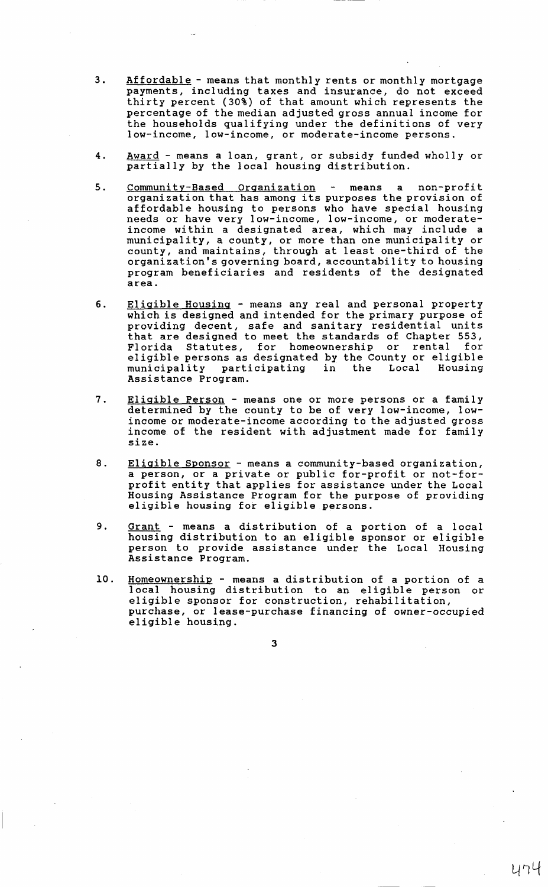3. Affordable - means that monthly rents or monthly mortgage payments, including taxes and insurance, do not exceed thirty percent (30%) of that amount which represents the percentage of the median adjusted gross annual income for the households qualifying under the definitions of very low-income, low-income, or moderate-income persons.

4. Award - means a loan, grant, or subsidy funded wholly or partially by the local housing distribution.

5. Community-Based Organization - means a non-profit organization that has among its purposes the provision of affordable housing to persons who have special housing needs or have very low-income, low-income, or moderate-income within a designated area, which may include a municipality, a county, or more than one municipality or county, and maintains, through at least one-third of the organization's governing board, accountability to housing program beneficiaries and residents of the designated area.

6. Eligible Housing - means any real and personal property which is designed and intended for the primary purpose of providing decent, safe and sanitary residential units that are designed to meet the standards of Chapter 553, Florida Statutes, for homeownership or rental for eligible persons as designated by the County or eligible municipality participating in the Local Housing Assistance Program.

7. Eligible Person - means one or more persons or a family determined by the county to be of very low-income, low-income or moderate-income according to the adjusted gross income of the resident with adjustment made for family size.

8. Eligible Sponsor - means a community-based organization, a person, or a private or public for-profit or not-for-profit entity that applies for assistance under the Local Housing Assistance Program for the purpose of providing eligible housing for eligible persons.

9. Grant - means a distribution of a portion of a local housing distribution to an eligible sponsor or eligible person to provide assistance under the Local Housing Assistance Program.

10. Homeownership - means a distribution of a portion of a local housing distribution to an eligible person or eligible sponsor for construction, rehabilitation, purchase, or lease-purchase financing of owner-occupied eligible housing.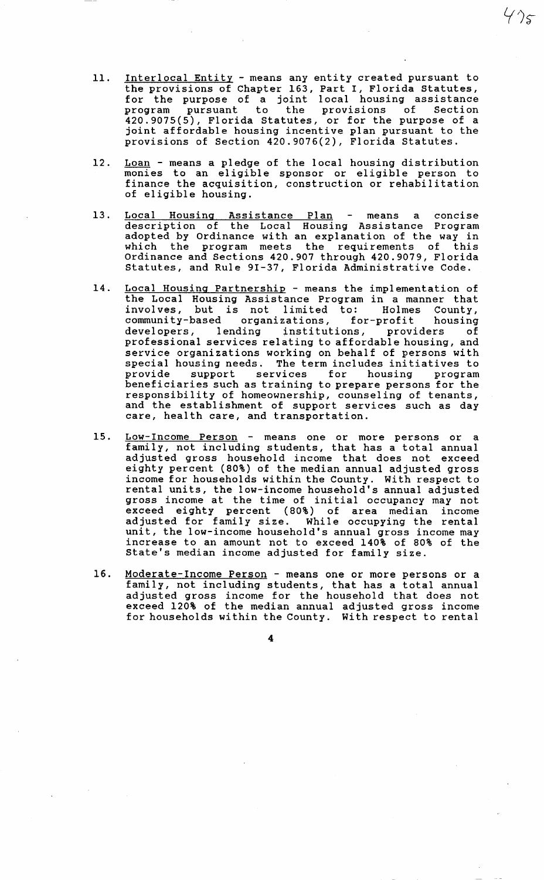11. Interlocal Entity - means any entity created pursuant to the provisions of Chapter 163, Part I, Florida Statutes, for the purpose of a joint local housing assistance program pursuant to the provisions of Section 420.9075(5), Florida Statutes, or for the purpose of a joint affordable housing incentive plan pursuant to the provisions of Section 420.9076(2), Florida Statutes.

12. Loan - means a pledge of the local housing distribution monies to an eligible sponsor or eligible person to finance the acquisition, construction or rehabilitation of eligible housing.

13. Local Housing Assistance Plan - means a concise description of the Local Housing Assistance Program adopted by Ordinance with an explanation of the way in which the program meets the requirements of this Ordinance and Sections 420.907 through 420.9079, Florida Statutes, and Rule 9I-37, Florida Administrative Code.

14. Local Housing Partnership - means the implementation of the Local Housing Assistance Program in a manner that involves, but is not limited to: Holmes County, community-based organizations, for-profit housing developers, lending institutions, providers of professional services relating to affordable housing, and service organizations working on behalf of persons with special housing needs. The term includes initiatives to provide support services for housing program beneficiaries such as training to prepare persons for the responsibility of homeownership, counseling of tenants, and the establishment of support services such as day care, health care, and transportation.

15. Low-Income Person - means one or more persons or a family, not including students, that has a total annual adjusted gross household income that does not exceed eighty percent (80%) of the median annual adjusted gross income for households within the County. With respect to rental units, the low-income household's annual adjusted gross income at the time of initial occupancy may not exceed eighty percent (80%) of area median income adjusted for family size. While occupying the rental unit, the low-income household's annual gross income may increase to an amount not to exceed 140% of 80% of the State's median income adjusted for family size.

16. Moderate-Income Person - means one or more persons or a family, not including students, that has a total annual adjusted gross income for the household that does not exceed 120% of the median annual adjusted gross income for households within the County. With respect to rental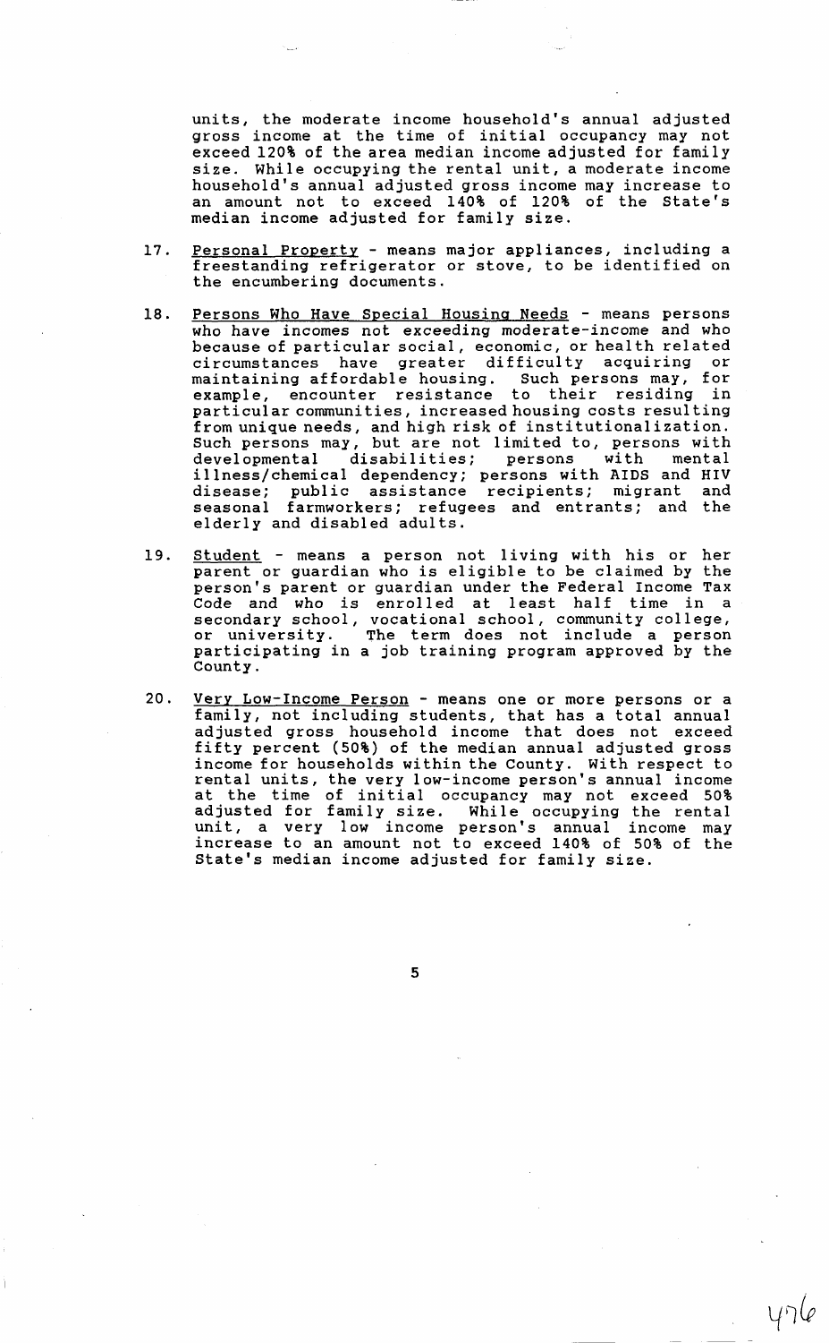units, the moderate income household's annual adjusted gross income at the time of initial occupancy may not exceed 120% of the area median income adjusted for family size. While occupying the rental unit, a moderate income household's annual adjusted gross income may increase to an amount not to exceed 140% of 120% of the State's median income adjusted for family size.

17. Personal Property - means major appliances, including a freestanding refrigerator or stove, to be identified on the encumbering documents.

18. Persons Who Have Special Housing Needs - means persons who have incomes not exceeding moderate-income and who because of particular social, economic, or health related circumstances have greater difficulty acquiring or maintaining affordable housing. Such persons may, for example, encounter resistance to their residing in particular communities, increased housing costs resulting from unique needs, and high risk of institutionalization. Such persons may, but are not limited to, persons with developmental disabilities; persons with mental illness/chemical dependency; persons with AIDS and HIV disease; public assistance recipients; migrant and seasonal farmworkers; refugees and entrants; and the elderly and disabled adults.

19. Student - means a person not living with his or her parent or guardian who is eligible to be claimed by the person's parent or guardian under the Federal Income Tax Code and who is enrolled at least half time in a secondary school, vocational school, community college, or university. The term does not include a person participating in a job training program approved by the County.

20. Very Low-Income Person - means one or more persons or a family, not including students, that has a total annual adjusted gross household income that does not exceed fifty percent (50%) of the median annual adjusted gross income for households within the County. With respect to rental units, the very low-income person's annual income at the time of initial occupancy may not exceed 50% adjusted for family size. While occupying the rental unit, a very low income person's annual income may increase to an amount not to exceed 140% of 50% of the State's median income adjusted for family size.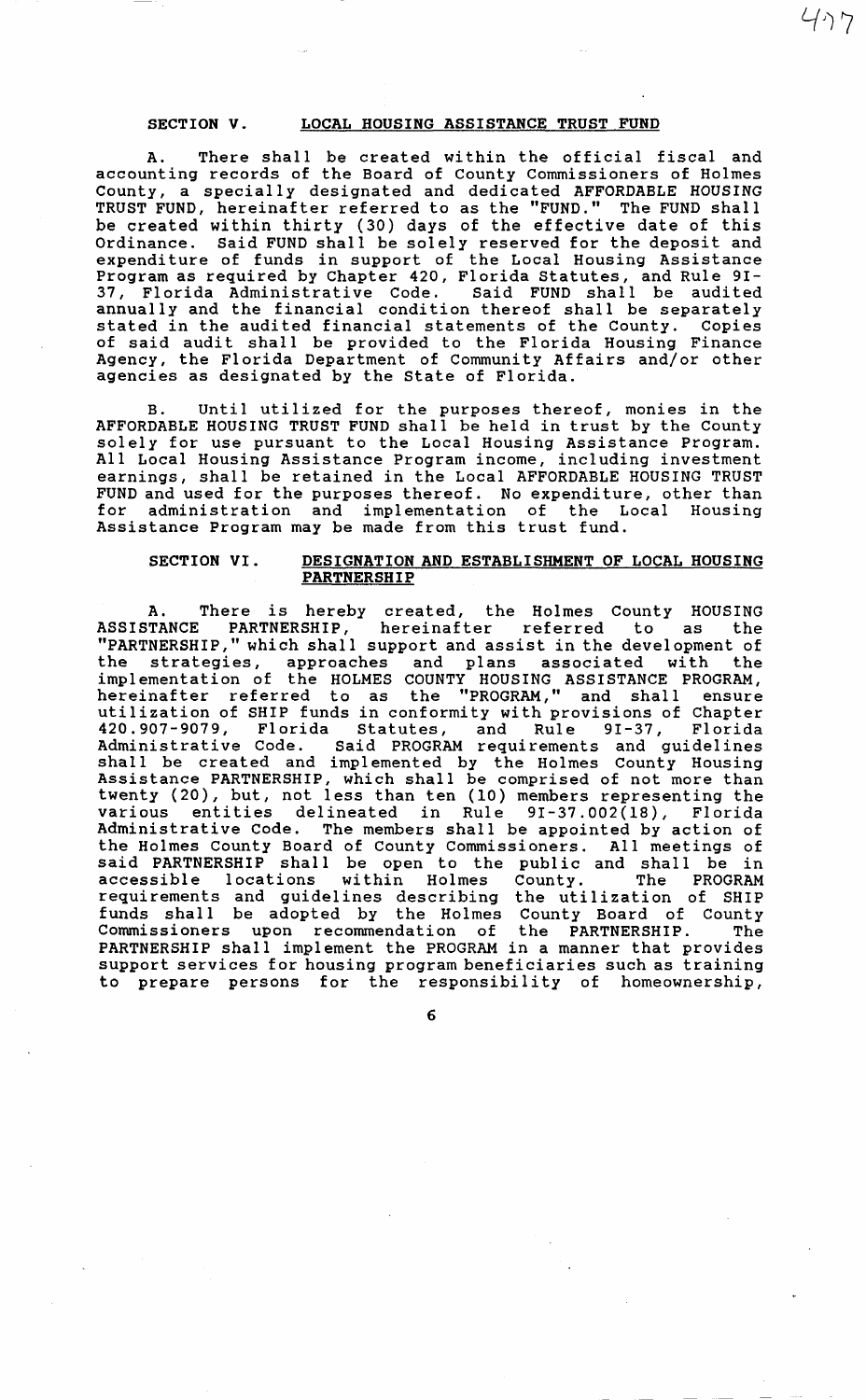## SECTION V. LOCAL HOUSING ASSISTANCE TRUST FUND

A. There shall be created within the official fiscal and accounting records of the Board of County Commissioners of Holmes County, a specially designated and dedicated AFFORDABLE HOUSING TRUST FUND, hereinafter referred to as the "FUND." The FUND shall be created within thirty (30) days of the effective date of this Ordinance. Said FUND shall be solely reserved for the deposit and expenditure of funds in support of the Local Housing Assistance Program as required by Chapter 420, Florida Statutes, and Rule 9I-37, Florida Administrative Code. Said FUND shall be audited annually and the financial condition thereof shall be separately stated in the audited financial statements of the County. Copies of said audit shall be provided to the Florida Housing Finance Agency, the Florida Department of Community Affairs and/or other agencies as designated by the State of Florida.

B. Until utilized for the purposes thereof, monies in the AFFORDABLE HOUSING TRUST FUND shall be held in trust by the County solely for use pursuant to the Local Housing Assistance Program. All Local Housing Assistance Program income, including investment earnings, shall be retained in the Local AFFORDABLE HOUSING TRUST FUND and used for the purposes thereof. No expenditure, other than for administration and implementation of the Local Housing Assistance Program may be made from this trust fund.

## SECTION VI. DESIGNATION AND ESTABLISHMENT OF LOCAL HOUSING PARTNERSHIP

A. There is hereby created, the Holmes County HOUSING ASSISTANCE PARTNERSHIP, hereinafter referred to as the "PARTNERSHIP," which shall support and assist in the development of the strategies, approaches and plans associated with the implementation of the HOLMES COUNTY HOUSING ASSISTANCE PROGRAM, hereinafter referred to as the "PROGRAM," and shall ensure utilization of SHIP funds in conformity with provisions of Chapter 420.907-9079, Florida Statutes, and Rule 9I-37, Florida Administrative Code. Said PROGRAM requirements and guidelines shall be created and implemented by the Holmes County Housing Assistance PARTNERSHIP, which shall be comprised of not more than twenty (20), but, not less than ten (10) members representing the various entities delineated in Rule 9I-37.002(18), Florida Administrative Code. The members shall be appointed by action of the Holmes County Board of County Commissioners. All meetings of said PARTNERSHIP shall be open to the public and shall be in accessible locations within Holmes County. The PROGRAM requirements and guidelines describing the utilization of SHIP funds shall be adopted by the Holmes County Board of County Commissioners upon recommendation of the PARTNERSHIP. The PARTNERSHIP shall implement the PROGRAM in a manner that provides support services for housing program beneficiaries such as training to prepare persons for the responsibility of homeownership,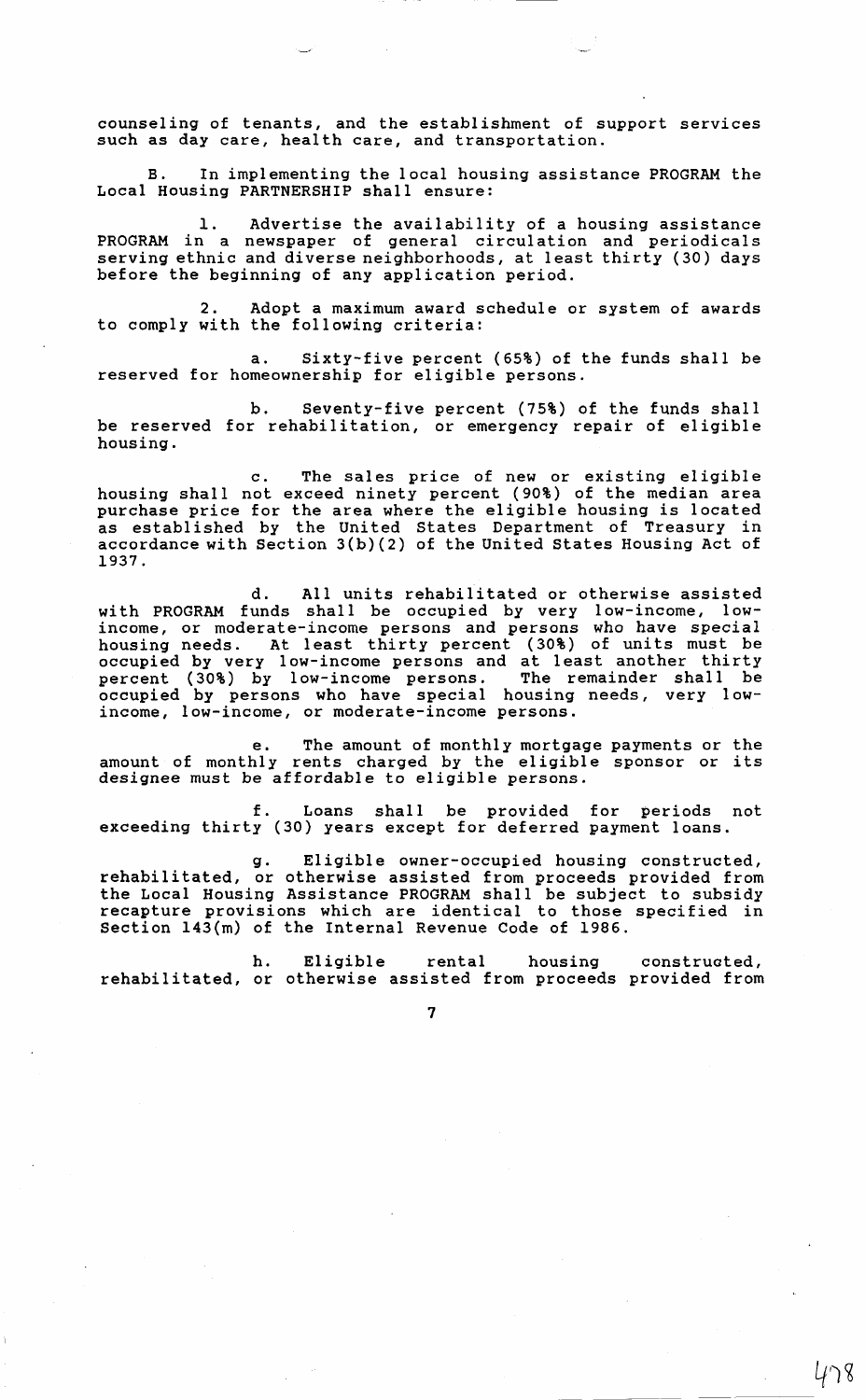counseling of tenants, and the establishment of support services such as day care, health care, and transportation.

B. In implementing the local housing assistance PROGRAM the Local Housing PARTNERSHIP shall ensure:

1. Advertise the availability of a housing assistance PROGRAM in a newspaper of general circulation and periodicals serving ethnic and diverse neighborhoods, at least thirty (30) days before the beginning of any application period.

2. Adopt a maximum award schedule or system of awards to comply with the following criteria:

a. Sixty-five percent (65%) of the funds shall be reserved for homeownership for eligible persons.

b. Seventy-five percent (75%) of the funds shall be reserved for rehabilitation, or emergency repair of eligible housing.

c. The sales price of new or existing eligible housing shall not exceed ninety percent (90%) of the median area purchase price for the area where the eligible housing is located as established by the United States Department of Treasury in accordance with Section 3(b)(2) of the United States Housing Act of 1937.

d. All units rehabilitated or otherwise assisted with PROGRAM funds shall be occupied by very low-income, low-income, or moderate-income persons and persons who have special housing needs. At least thirty percent (30%) of units must be occupied by very low-income persons and at least another thirty percent (30%) by low-income persons. The remainder shall be occupied by persons who have special housing needs, very low-income, low-income, or moderate-income persons.

e. The amount of monthly mortgage payments or the amount of monthly rents charged by the eligible sponsor or its designee must be affordable to eligible persons.

f. Loans shall be provided for periods not exceeding thirty (30) years except for deferred payment loans.

g. Eligible owner-occupied housing constructed, rehabilitated, or otherwise assisted from proceeds provided from the Local Housing Assistance PROGRAM shall be subject to subsidy recapture provisions which are identical to those specified in Section 143(m) of the Internal Revenue Code of 1986.

h. Eligible rental housing constructed, rehabilitated, or otherwise assisted from proceeds provided from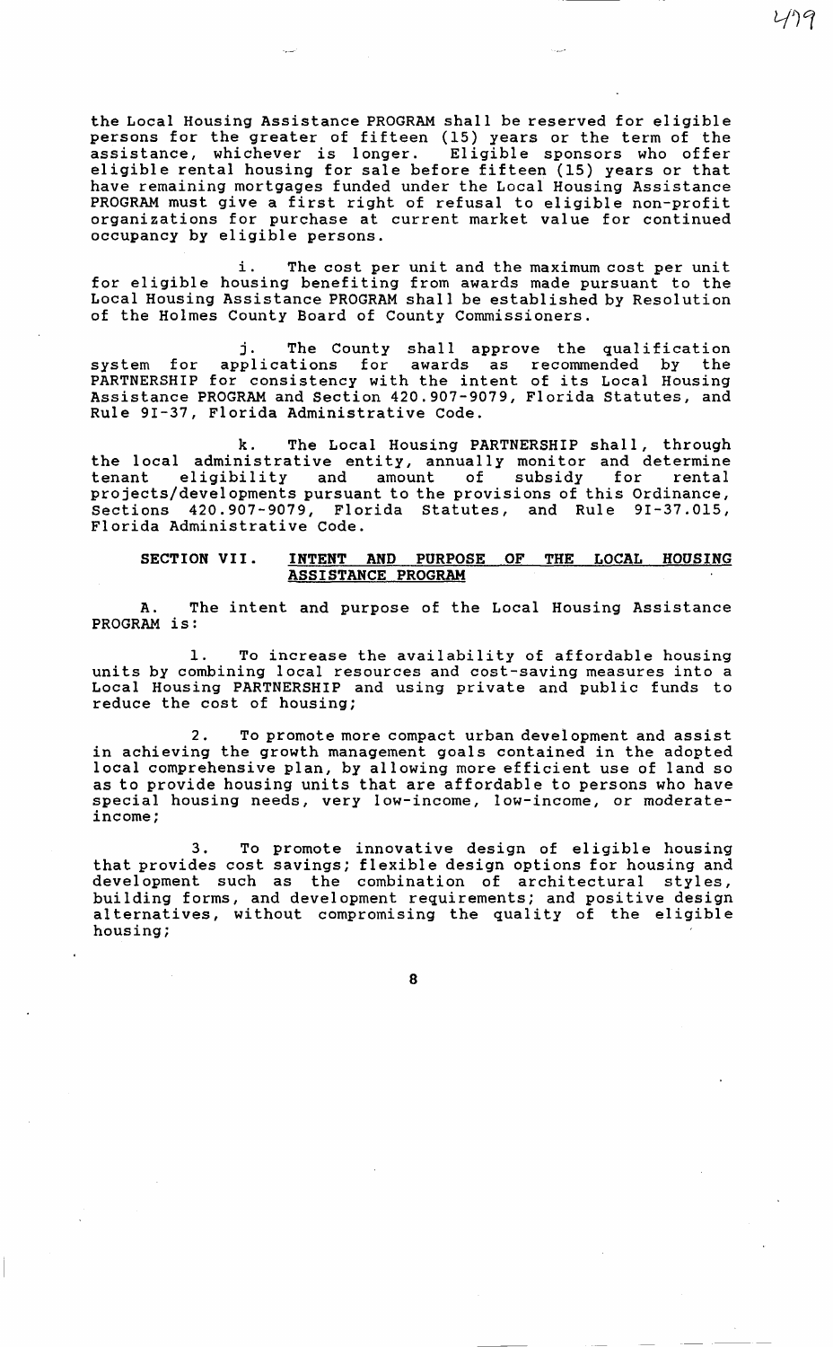the Local Housing Assistance PROGRAM shall be reserved for eligible persons for the greater of fifteen (15) years or the term of the assistance, whichever is longer. Eligible sponsors who offer eligible rental housing for sale before fifteen (15) years or that have remaining mortgages funded under the Local Housing Assistance PROGRAM must give a first right of refusal to eligible non-profit organizations for purchase at current market value for continued occupancy by eligible persons.

i. The cost per unit and the maximum cost per unit for eligible housing benefiting from awards made pursuant to the Local Housing Assistance PROGRAM shall be established by Resolution of the Holmes County Board of County Commissioners.

j. The County shall approve the qualification system for applications for awards as recommended by the PARTNERSHIP for consistency with the intent of its Local Housing Assistance PROGRAM and Section 420.907-9079, Florida Statutes, and Rule 9I-37, Florida Administrative Code.

k. The Local Housing PARTNERSHIP shall, through the local administrative entity, annually monitor and determine tenant eligibility and amount of subsidy for rental projects/developments pursuant to the provisions of this Ordinance, Sections 420.907-9079, Florida Statutes, and Rule 9I-37.015, Florida Administrative Code.

## SECTION VII. <u>INTENT AND PURPOSE OF THE LOCAL HOUSING ASSISTANCE PROGRAM</u>

A. The intent and purpose of the Local Housing Assistance PROGRAM is:

1. To increase the availability of affordable housing units by combining local resources and cost-saving measures into a Local Housing PARTNERSHIP and using private and public funds to reduce the cost of housing;

2. To promote more compact urban development and assist in achieving the growth management goals contained in the adopted local comprehensive plan, by allowing more efficient use of land so as to provide housing units that are affordable to persons who have special housing needs, very low-income, low-income, or moderate-income;

3. To promote innovative design of eligible housing that provides cost savings; flexible design options for housing and development such as the combination of architectural styles, building forms, and development requirements; and positive design alternatives, without compromising the quality of the eligible housing;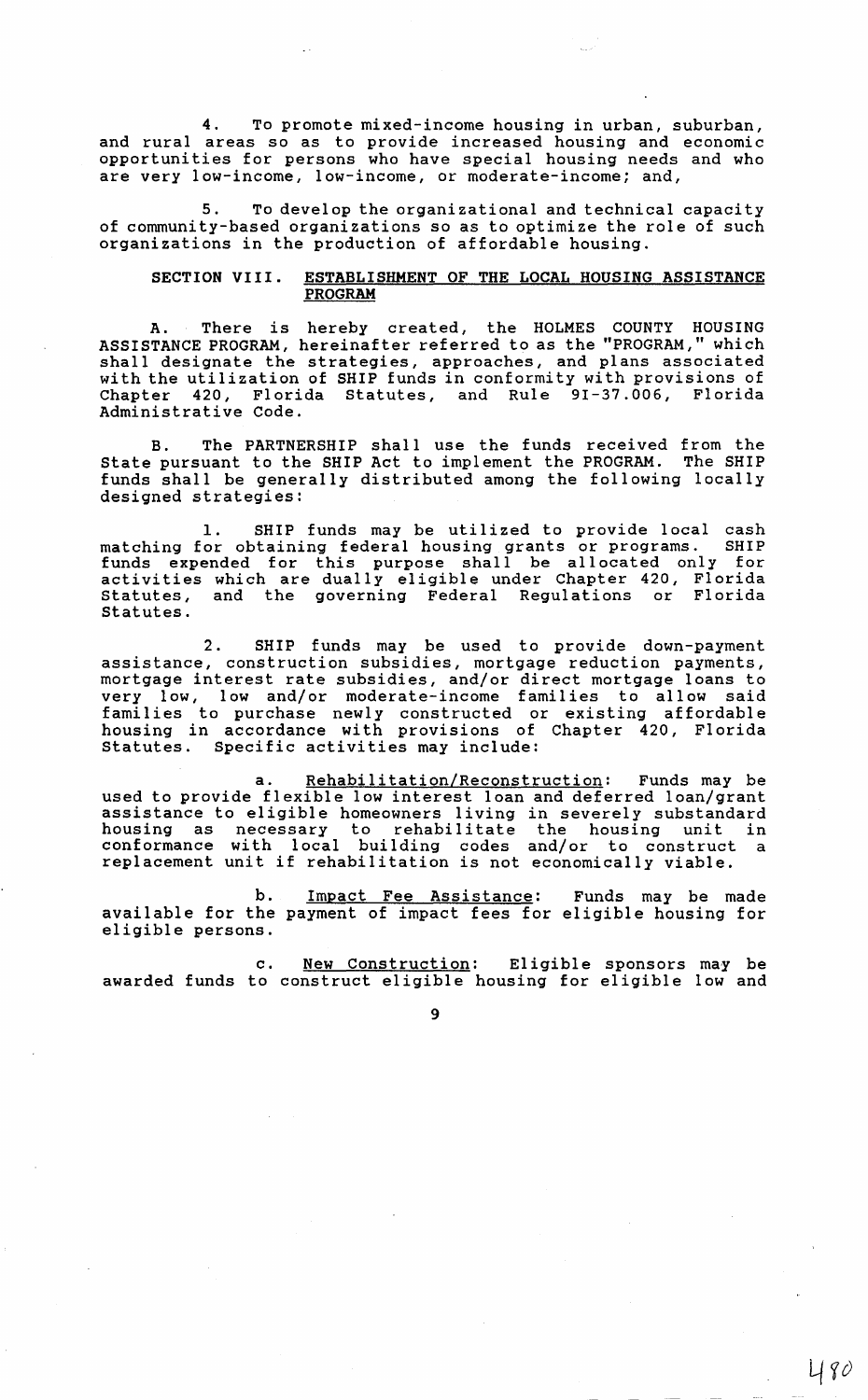4. To promote mixed-income housing in urban, suburban, and rural areas so as to provide increased housing and economic opportunities for persons who have special housing needs and who are very low-income, low-income, or moderate-income; and,

5. To develop the organizational and technical capacity of community-based organizations so as to optimize the role of such organizations in the production of affordable housing.

## SECTION VIII. <u>ESTABLISHMENT OF THE LOCAL HOUSING ASSISTANCE PROGRAM</u>

A. There is hereby created, the HOLMES COUNTY HOUSING ASSISTANCE PROGRAM, hereinafter referred to as the "PROGRAM," which shall designate the strategies, approaches, and plans associated with the utilization of SHIP funds in conformity with provisions of Chapter 420, Florida Statutes, and Rule 9I-37.006, Florida Administrative Code.

B. The PARTNERSHIP shall use the funds received from the State pursuant to the SHIP Act to implement the PROGRAM. The SHIP funds shall be generally distributed among the following locally designed strategies:

1. SHIP funds may be utilized to provide local cash matching for obtaining federal housing grants or programs. SHIP funds expended for this purpose shall be allocated only for activities which are dually eligible under Chapter 420, Florida Statutes, and the governing Federal Regulations or Florida Statutes.

2. SHIP funds may be used to provide down-payment assistance, construction subsidies, mortgage reduction payments, mortgage interest rate subsidies, and/or direct mortgage loans to very low, low and/or moderate-income families to allow said families to purchase newly constructed or existing affordable housing in accordance with provisions of Chapter 420, Florida Statutes. Specific activities may include:

a. <u>Rehabilitation/Reconstruction</u>: Funds may be used to provide flexible low interest loan and deferred loan/grant assistance to eligible homeowners living in severely substandard housing as necessary to rehabilitate the housing unit in conformance with local building codes and/or to construct a replacement unit if rehabilitation is not economically viable.

b. <u>Impact Fee Assistance</u>: Funds may be made available for the payment of impact fees for eligible housing for eligible persons.

c. <u>New Construction</u>: Eligible sponsors may be awarded funds to construct eligible housing for eligible low and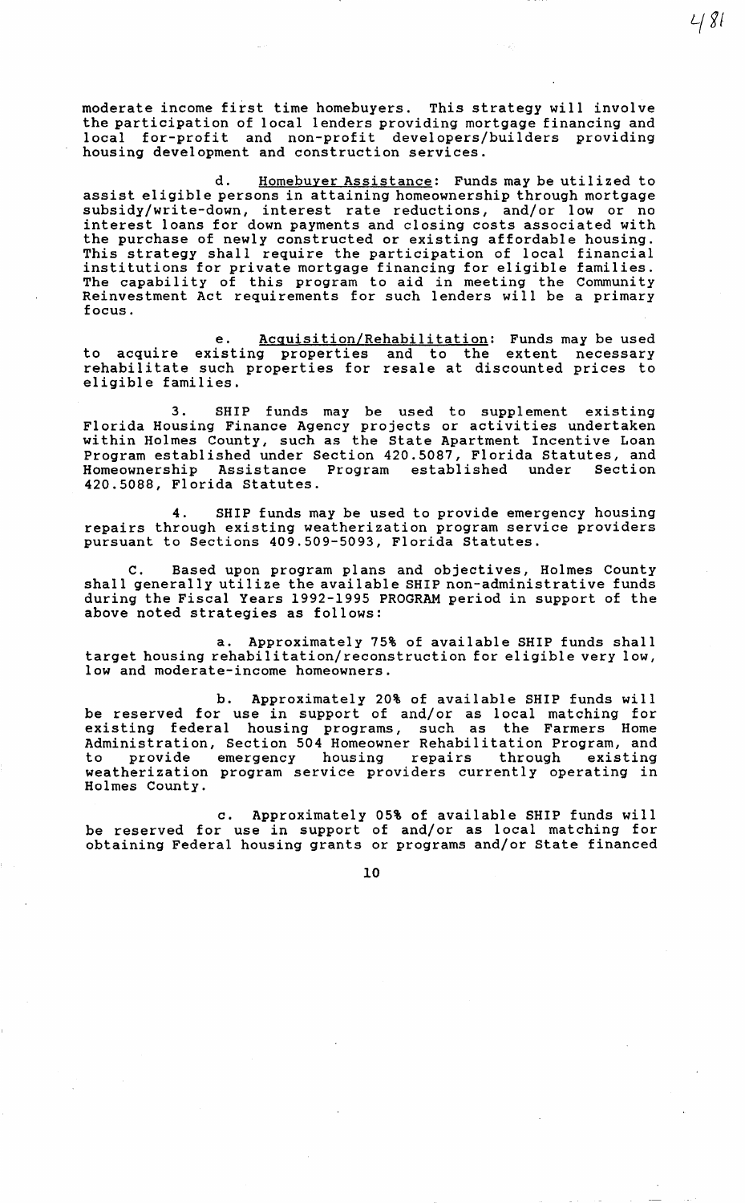moderate income first time homebuyers. This strategy will involve the participation of local lenders providing mortgage financing and local for-profit and non-profit developers/builders providing housing development and construction services.

d. Homebuyer Assistance: Funds may be utilized to assist eligible persons in attaining homeownership through mortgage subsidy/write-down, interest rate reductions, and/or low or no interest loans for down payments and closing costs associated with the purchase of newly constructed or existing affordable housing. This strategy shall require the participation of local financial institutions for private mortgage financing for eligible families. The capability of this program to aid in meeting the Community Reinvestment Act requirements for such lenders will be a primary focus.

e. Acquisition/Rehabilitation: Funds may be used to acquire existing properties and to the extent necessary rehabilitate such properties for resale at discounted prices to eligible families.

3. SHIP funds may be used to supplement existing Florida Housing Finance Agency projects or activities undertaken within Holmes County, such as the State Apartment Incentive Loan Program established under Section 420.5087, Florida Statutes, and Homeownership Assistance Program established under Section 420.5088, Florida Statutes.

4. SHIP funds may be used to provide emergency housing repairs through existing weatherization program service providers pursuant to Sections 409.509-5093, Florida Statutes.

C. Based upon program plans and objectives, Holmes County shall generally utilize the available SHIP non-administrative funds during the Fiscal Years 1992-1995 PROGRAM period in support of the above noted strategies as follows:

a. Approximately 75% of available SHIP funds shall target housing rehabilitation/reconstruction for eligible very low, low and moderate-income homeowners.

b. Approximately 20% of available SHIP funds will be reserved for use in support of and/or as local matching for existing federal housing programs, such as the Farmers Home Administration, Section 504 Homeowner Rehabilitation Program, and to provide emergency housing repairs through existing weatherization program service providers currently operating in Holmes County.

c. Approximately 05% of available SHIP funds will be reserved for use in support of and/or as local matching for obtaining Federal housing grants or programs and/or State financed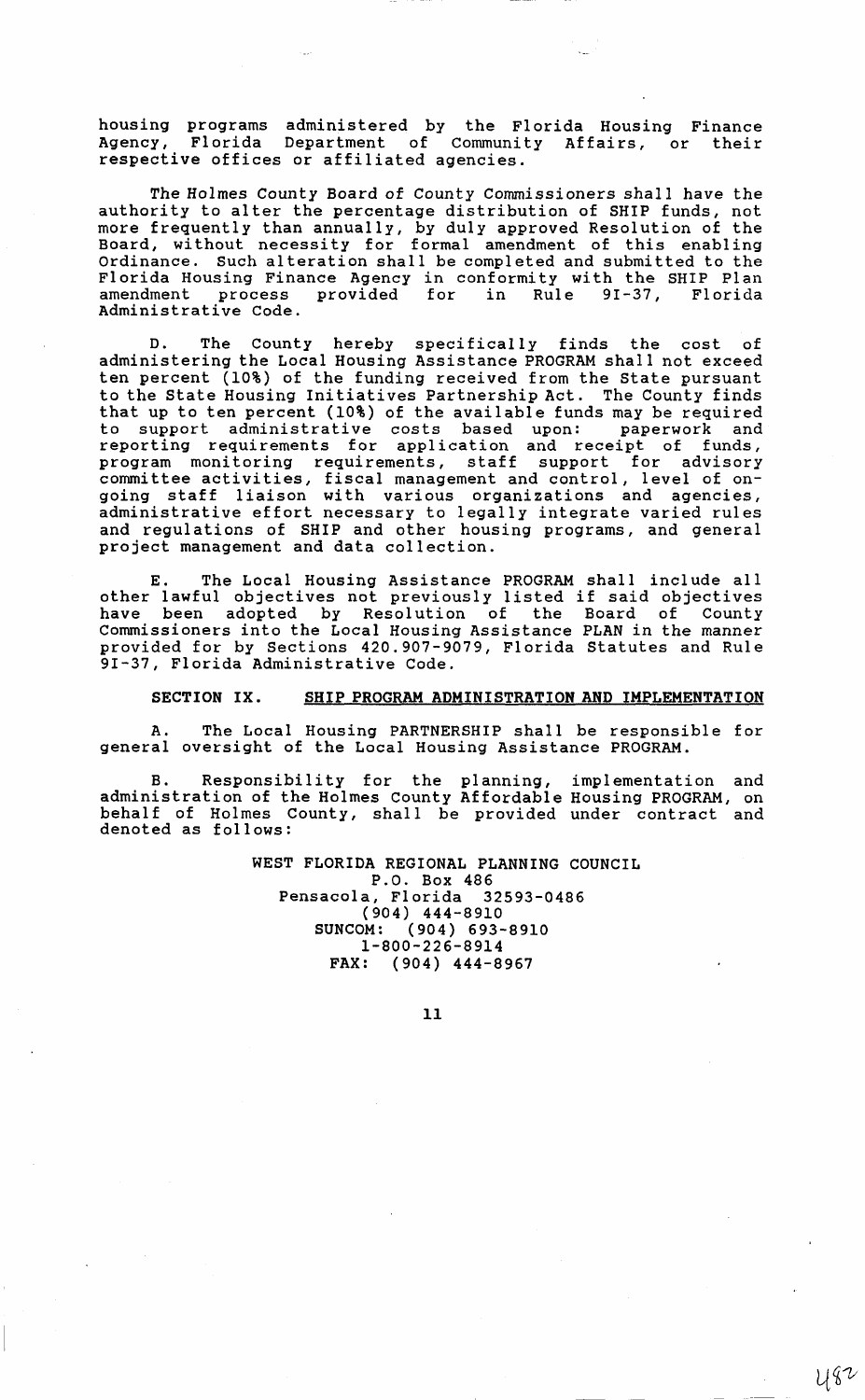housing programs administered by the Florida Housing Finance Agency, Florida Department of Community Affairs, or their respective offices or affiliated agencies.

The Holmes County Board of County Commissioners shall have the authority to alter the percentage distribution of SHIP funds, not more frequently than annually, by duly approved Resolution of the Board, without necessity for formal amendment of this enabling Ordinance. Such alteration shall be completed and submitted to the Florida Housing Finance Agency in conformity with the SHIP Plan amendment process provided for in Rule 9I-37, Florida Administrative Code.

D. The County hereby specifically finds the cost of administering the Local Housing Assistance PROGRAM shall not exceed ten percent (10%) of the funding received from the State pursuant to the State Housing Initiatives Partnership Act. The County finds that up to ten percent (10%) of the available funds may be required to support administrative costs based upon: paperwork and reporting requirements for application and receipt of funds, program monitoring requirements, staff support for advisory committee activities, fiscal management and control, level of on-going staff liaison with various organizations and agencies, administrative effort necessary to legally integrate varied rules and regulations of SHIP and other housing programs, and general project management and data collection.

E. The Local Housing Assistance PROGRAM shall include all other lawful objectives not previously listed if said objectives have been adopted by Resolution of the Board of County Commissioners into the Local Housing Assistance PLAN in the manner provided for by Sections 420.907-9079, Florida Statutes and Rule 9I-37, Florida Administrative Code.

## SECTION IX. SHIP PROGRAM ADMINISTRATION AND IMPLEMENTATION

A. The Local Housing PARTNERSHIP shall be responsible for general oversight of the Local Housing Assistance PROGRAM.

B. Responsibility for the planning, implementation and administration of the Holmes County Affordable Housing PROGRAM, on behalf of Holmes County, shall be provided under contract and denoted as follows:

WEST FLORIDA REGIONAL PLANNING COUNCIL
P.O. Box 486
Pensacola, Florida 32593-0486
(904) 444-8910
SUNCOM: (904) 693-8910
1-800-226-8914
FAX: (904) 444-8967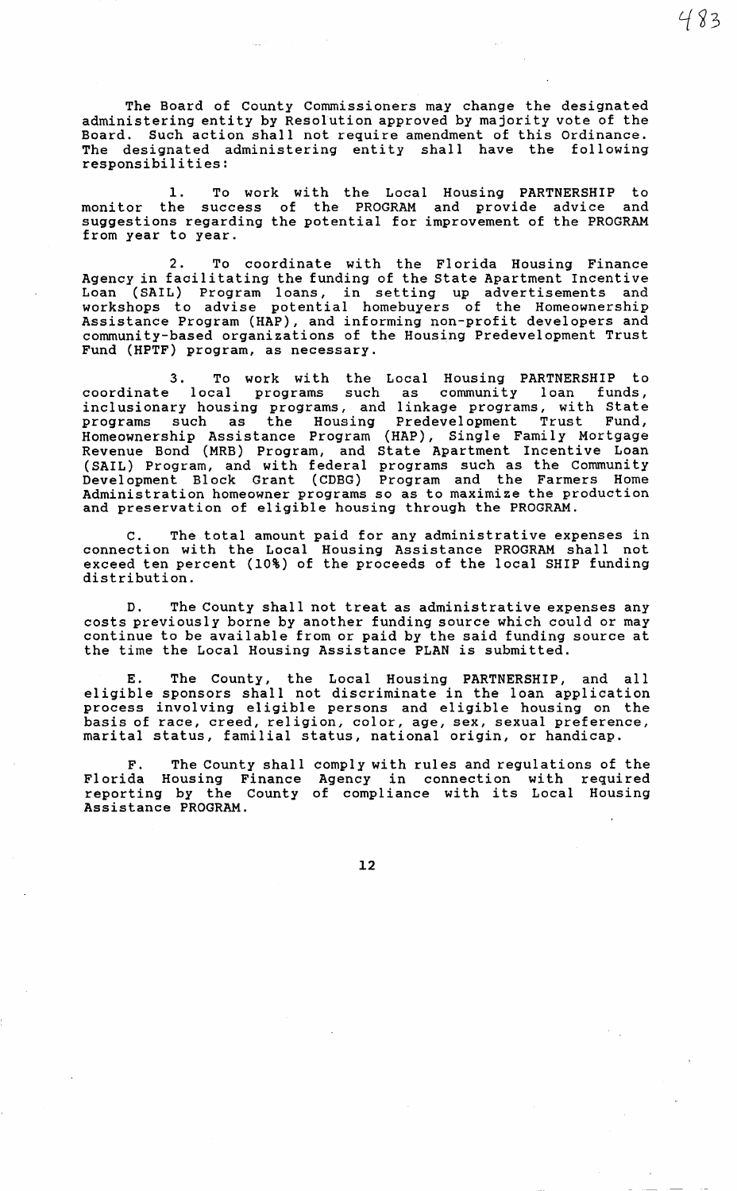The Board of County Commissioners may change the designated administering entity by Resolution approved by majority vote of the Board. Such action shall not require amendment of this Ordinance. The designated administering entity shall have the following responsibilities:

1. To work with the Local Housing PARTNERSHIP to monitor the success of the PROGRAM and provide advice and suggestions regarding the potential for improvement of the PROGRAM from year to year.

2. To coordinate with the Florida Housing Finance Agency in facilitating the funding of the State Apartment Incentive Loan (SAIL) Program loans, in setting up advertisements and workshops to advise potential homebuyers of the Homeownership Assistance Program (HAP), and informing non-profit developers and community-based organizations of the Housing Predevelopment Trust Fund (HPTF) program, as necessary.

3. To work with the Local Housing PARTNERSHIP to coordinate local programs such as community loan funds, inclusionary housing programs, and linkage programs, with State programs such as the Housing Predevelopment Trust Fund, Homeownership Assistance Program (HAP), Single Family Mortgage Revenue Bond (MRB) Program, and State Apartment Incentive Loan (SAIL) Program, and with federal programs such as the Community Development Block Grant (CDBG) Program and the Farmers Home Administration homeowner programs so as to maximize the production and preservation of eligible housing through the PROGRAM.

C. The total amount paid for any administrative expenses in connection with the Local Housing Assistance PROGRAM shall not exceed ten percent (10%) of the proceeds of the local SHIP funding distribution.

D. The County shall not treat as administrative expenses any costs previously borne by another funding source which could or may continue to be available from or paid by the said funding source at the time the Local Housing Assistance PLAN is submitted.

E. The County, the Local Housing PARTNERSHIP, and all eligible sponsors shall not discriminate in the loan application process involving eligible persons and eligible housing on the basis of race, creed, religion, color, age, sex, sexual preference, marital status, familial status, national origin, or handicap.

F. The County shall comply with rules and regulations of the Florida Housing Finance Agency in connection with required reporting by the County of compliance with its Local Housing Assistance PROGRAM.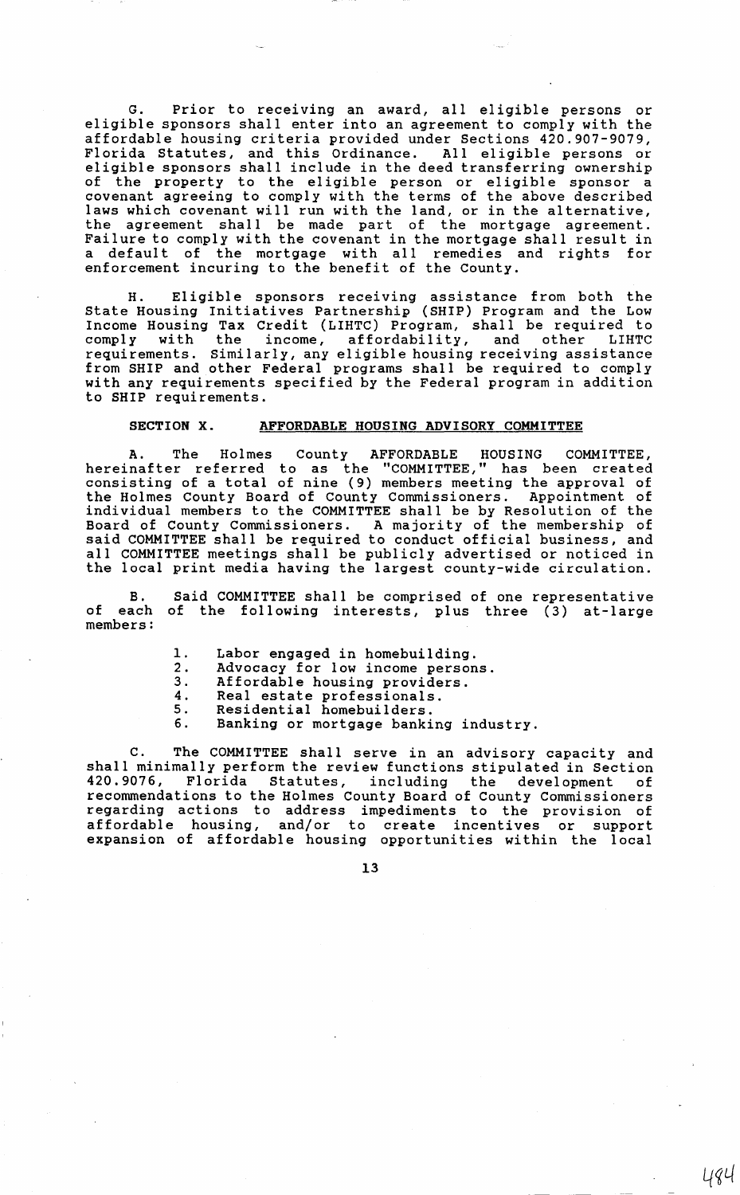G. Prior to receiving an award, all eligible persons or eligible sponsors shall enter into an agreement to comply with the affordable housing criteria provided under Sections 420.907-9079, Florida Statutes, and this Ordinance. All eligible persons or eligible sponsors shall include in the deed transferring ownership of the property to the eligible person or eligible sponsor a covenant agreeing to comply with the terms of the above described laws which covenant will run with the land, or in the alternative, the agreement shall be made part of the mortgage agreement. Failure to comply with the covenant in the mortgage shall result in a default of the mortgage with all remedies and rights for enforcement incuring to the benefit of the County.

H. Eligible sponsors receiving assistance from both the State Housing Initiatives Partnership (SHIP) Program and the Low Income Housing Tax Credit (LIHTC) Program, shall be required to comply with the income, affordability, and other LIHTC requirements. Similarly, any eligible housing receiving assistance from SHIP and other Federal programs shall be required to comply with any requirements specified by the Federal program in addition to SHIP requirements.

## SECTION X. AFFORDABLE HOUSING ADVISORY COMMITTEE

A. The Holmes County AFFORDABLE HOUSING COMMITTEE, hereinafter referred to as the "COMMITTEE," has been created consisting of a total of nine (9) members meeting the approval of the Holmes County Board of County Commissioners. Appointment of individual members to the COMMITTEE shall be by Resolution of the Board of County Commissioners. A majority of the membership of said COMMITTEE shall be required to conduct official business, and all COMMITTEE meetings shall be publicly advertised or noticed in the local print media having the largest county-wide circulation.

B. Said COMMITTEE shall be comprised of one representative of each of the following interests, plus three (3) at-large members:

1. Labor engaged in homebuilding.
2. Advocacy for low income persons.
3. Affordable housing providers.
4. Real estate professionals.
5. Residential homebuilders.
6. Banking or mortgage banking industry.

C. The COMMITTEE shall serve in an advisory capacity and shall minimally perform the review functions stipulated in Section 420.9076, Florida Statutes, including the development of recommendations to the Holmes County Board of County Commissioners regarding actions to address impediments to the provision of affordable housing, and/or to create incentives or support expansion of affordable housing opportunities within the local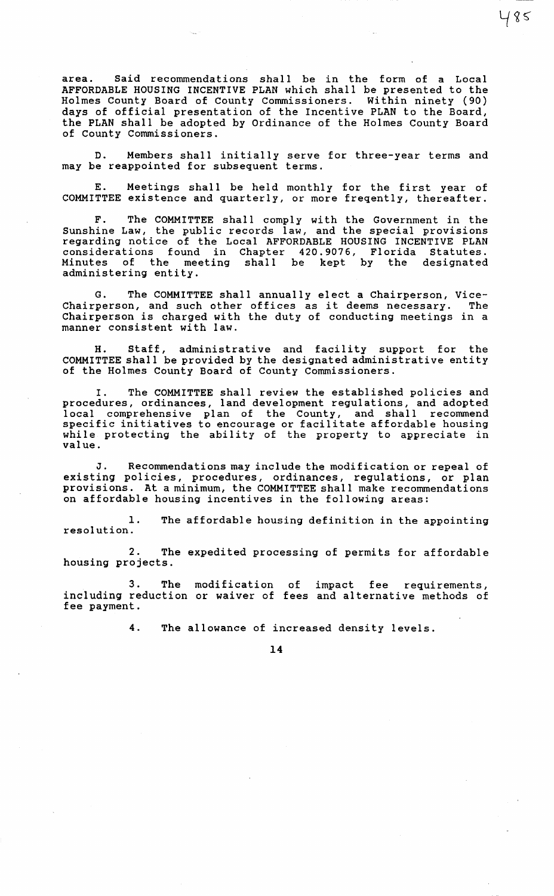area. Said recommendations shall be in the form of a Local AFFORDABLE HOUSING INCENTIVE PLAN which shall be presented to the Holmes County Board of County Commissioners. Within ninety (90) days of official presentation of the Incentive PLAN to the Board, the PLAN shall be adopted by Ordinance of the Holmes County Board of County Commissioners.

D. Members shall initially serve for three-year terms and may be reappointed for subsequent terms.

E. Meetings shall be held monthly for the first year of COMMITTEE existence and quarterly, or more freqently, thereafter.

F. The COMMITTEE shall comply with the Government in the Sunshine Law, the public records law, and the special provisions regarding notice of the Local AFFORDABLE HOUSING INCENTIVE PLAN considerations found in Chapter 420.9076, Florida Statutes. Minutes of the meeting shall be kept by the designated administering entity.

G. The COMMITTEE shall annually elect a Chairperson, Vice-Chairperson, and such other offices as it deems necessary. The Chairperson is charged with the duty of conducting meetings in a manner consistent with law.

H. Staff, administrative and facility support for the COMMITTEE shall be provided by the designated administrative entity of the Holmes County Board of County Commissioners.

I. The COMMITTEE shall review the established policies and procedures, ordinances, land development regulations, and adopted local comprehensive plan of the County, and shall recommend specific initiatives to encourage or facilitate affordable housing while protecting the ability of the property to appreciate in value.

J. Recommendations may include the modification or repeal of existing policies, procedures, ordinances, regulations, or plan provisions. At a minimum, the COMMITTEE shall make recommendations on affordable housing incentives in the following areas:

1. The affordable housing definition in the appointing resolution.

2. The expedited processing of permits for affordable housing projects.

3. The modification of impact fee requirements, including reduction or waiver of fees and alternative methods of fee payment.

4. The allowance of increased density levels.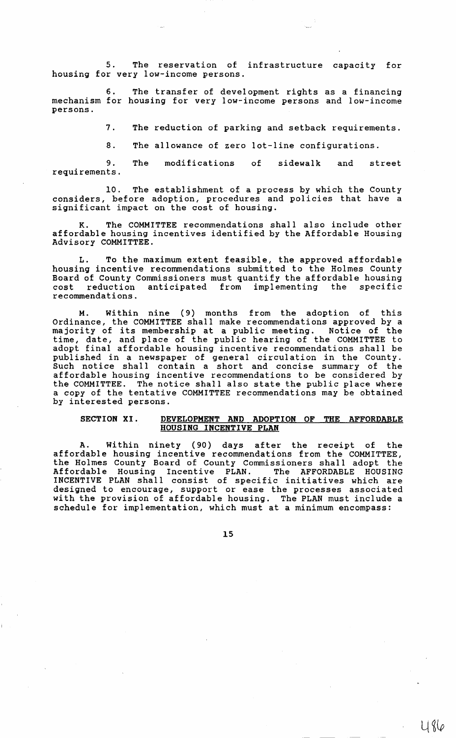5. The reservation of infrastructure capacity for housing for very low-income persons.

6. The transfer of development rights as a financing mechanism for housing for very low-income persons and low-income persons.

7. The reduction of parking and setback requirements.

8. The allowance of zero lot-line configurations.

9. The modifications of sidewalk and street requirements.

10. The establishment of a process by which the County considers, before adoption, procedures and policies that have a significant impact on the cost of housing.

K. The COMMITTEE recommendations shall also include other affordable housing incentives identified by the Affordable Housing Advisory COMMITTEE.

L. To the maximum extent feasible, the approved affordable housing incentive recommendations submitted to the Holmes County Board of County Commissioners must quantify the affordable housing cost reduction anticipated from implementing the specific recommendations.

M. Within nine (9) months from the adoption of this Ordinance, the COMMITTEE shall make recommendations approved by a majority of its membership at a public meeting. Notice of the time, date, and place of the public hearing of the COMMITTEE to adopt final affordable housing incentive recommendations shall be published in a newspaper of general circulation in the County. Such notice shall contain a short and concise summary of the affordable housing incentive recommendations to be considered by the COMMITTEE. The notice shall also state the public place where a copy of the tentative COMMITTEE recommendations may be obtained by interested persons.

## SECTION XI. <u>DEVELOPMENT AND ADOPTION OF THE AFFORDABLE HOUSING INCENTIVE PLAN</u>

A. Within ninety (90) days after the receipt of the affordable housing incentive recommendations from the COMMITTEE, the Holmes County Board of County Commissioners shall adopt the Affordable Housing Incentive PLAN. The AFFORDABLE HOUSING INCENTIVE PLAN shall consist of specific initiatives which are designed to encourage, support or ease the processes associated with the provision of affordable housing. The PLAN must include a schedule for implementation, which must at a minimum encompass: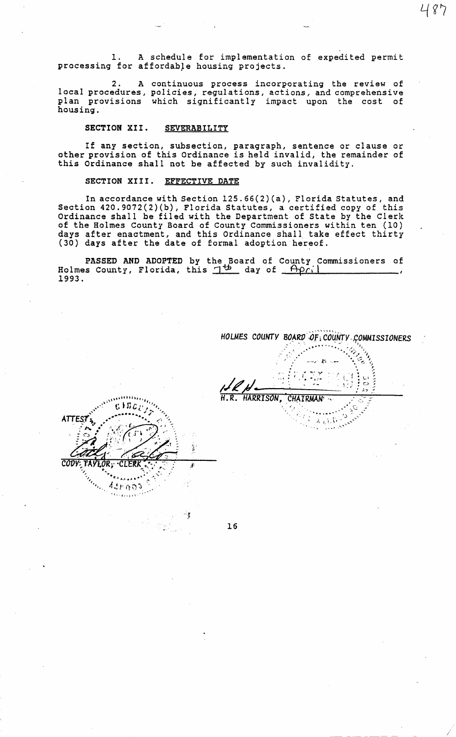1. A schedule for implementation of expedited permit processing for affordable housing projects.

2. A continuous process incorporating the review of local procedures, policies, regulations, actions, and comprehensive plan provisions which significantly impact upon the cost of housing.

**SECTION XII. SEVERABILITY**

If any section, subsection, paragraph, sentence or clause or other provision of this Ordinance is held invalid, the remainder of this Ordinance shall not be affected by such invalidity.

**SECTION XIII. EFFECTIVE DATE**

In accordance with Section 125.66(2)(a), Florida Statutes, and Section 420.9072(2)(b), Florida Statutes, a certified copy of this Ordinance shall be filed with the Department of State by the Clerk of the Holmes County Board of County Commissioners within ten (10) days after enactment, and this Ordinance shall take effect thirty (30) days after the date of formal adoption hereof.

**PASSED AND ADOPTED** by the Board of County Commissioners of Holmes County, Florida, this 7th day of April, 1993.

HOLMES COUNTY BOARD OF COUNTY COMMISSIONERS

H.R. HARRISON, CHAIRMAN

ATTEST:

CODY TAYLOR, CLERK